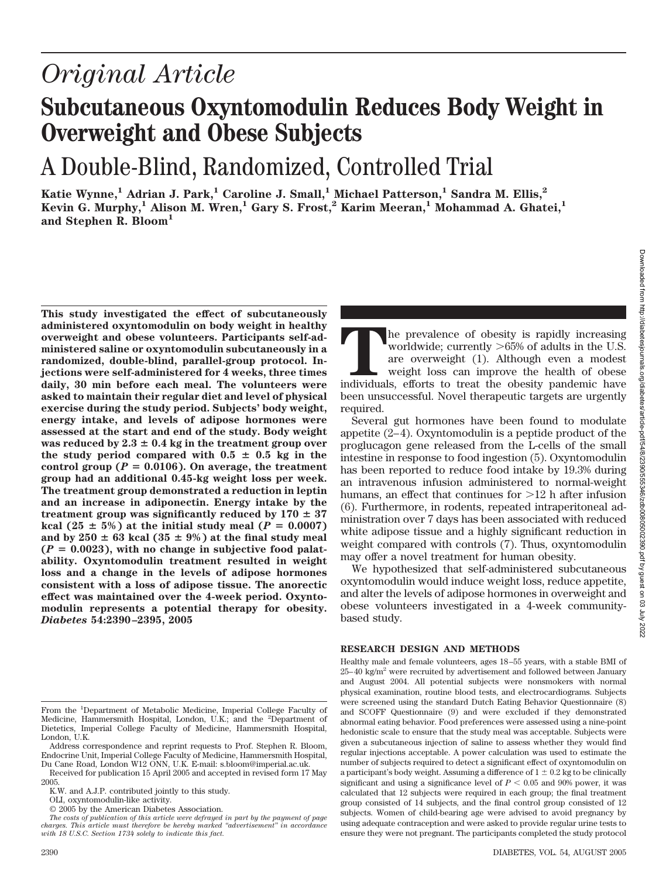# Original Article

# Subcutaneous Oxyntomodulin Reduces Body Weight in Overweight and Obese Subjects

## A Double-Blind, Randomized, Controlled Trial

**Katie Wynne,[1] Adrian J. Park,[1] Caroline J. Small,[1] Michael Patterson,[1] Sandra M. Ellis,[2] Kevin G. Murphy,[1] Alison M. Wren,[1] Gary S. Frost,[2] Karim Meeran,[1] Mohammad A. Ghatei,[1] and Stephen R. Bloom[1]**

**This study investigated the effect of subcutaneously administered oxyntomodulin on body weight in healthy overweight and obese volunteers. Participants self-administered saline or oxyntomodulin subcutaneously in a randomized, double-blind, parallel-group protocol. Injections were self-administered for 4 weeks, three times daily, 30 min before each meal. The volunteers were asked to maintain their regular diet and level of physical exercise during the study period. Subjects' body weight, energy intake, and levels of adipose hormones were assessed at the start and end of the study. Body weight was reduced by 2.3 ± 0.4 kg in the treatment group over the study period compared with 0.5 ± 0.5 kg in the control group ($P = 0.0106$). On average, the treatment group had an additional 0.45-kg weight loss per week. The treatment group demonstrated a reduction in leptin and an increase in adiponectin. Energy intake by the treatment group was significantly reduced by 170 ± 37 kcal (25 ± 5%) at the initial study meal ($P = 0.0007$) and by 250 ± 63 kcal (35 ± 9%) at the final study meal ($P = 0.0023$), with no change in subjective food palatability. Oxyntomodulin treatment resulted in weight loss and a change in the levels of adipose hormones consistent with a loss of adipose tissue. The anorectic effect was maintained over the 4-week period. Oxyntomodulin represents a potential therapy for obesity.** ***Diabetes* 54:2390–2395, 2005**

From the [1]Department of Metabolic Medicine, Imperial College Faculty of Medicine, Hammersmith Hospital, London, U.K.; and the [2]Department of Dietetics, Imperial College Faculty of Medicine, Hammersmith Hospital, London, U.K.

Address correspondence and reprint requests to Prof. Stephen R. Bloom, Endocrine Unit, Imperial College Faculty of Medicine, Hammersmith Hospital, Du Cane Road, London W12 ONN, U.K. E-mail: s.bloom@imperial.ac.uk.

Received for publication 15 April 2005 and accepted in revised form 17 May 2005.

K.W. and A.J.P. contributed jointly to this study.

OLI, oxyntomodulin-like activity.

© 2005 by the American Diabetes Association.

*The costs of publication of this article were defrayed in part by the payment of page charges. This article must therefore be hereby marked "advertisement" in accordance with 18 U.S.C. Section 1734 solely to indicate this fact.*

The prevalence of obesity is rapidly increasing worldwide; currently >65% of adults in the U.S. are overweight (1). Although even a modest weight loss can improve the health of obese individuals, efforts to treat the obesity pandemic have been unsuccessful. Novel therapeutic targets are urgently required.

Several gut hormones have been found to modulate appetite (2–4). Oxyntomodulin is a peptide product of the proglucagon gene released from the L-cells of the small intestine in response to food ingestion (5). Oxyntomodulin has been reported to reduce food intake by 19.3% during an intravenous infusion administered to normal-weight humans, an effect that continues for >12 h after infusion (6). Furthermore, in rodents, repeated intraperitoneal administration over 7 days has been associated with reduced white adipose tissue and a highly significant reduction in weight compared with controls (7). Thus, oxyntomodulin may offer a novel treatment for human obesity.

We hypothesized that self-administered subcutaneous oxyntomodulin would induce weight loss, reduce appetite, and alter the levels of adipose hormones in overweight and obese volunteers investigated in a 4-week community-based study.

## RESEARCH DESIGN AND METHODS

Healthy male and female volunteers, ages 18–55 years, with a stable BMI of 25–40 kg/m$^2$ were recruited by advertisement and followed between January and August 2004. All potential subjects were nonsmokers with normal physical examination, routine blood tests, and electrocardiograms. Subjects were screened using the standard Dutch Eating Behavior Questionnaire (8) and SCOFF Questionnaire (9) and were excluded if they demonstrated abnormal eating behavior. Food preferences were assessed using a nine-point hedonistic scale to ensure that the study meal was acceptable. Subjects were given a subcutaneous injection of saline to assess whether they would find regular injections acceptable. A power calculation was used to estimate the number of subjects required to detect a significant effect of oxyntomodulin on a participant's body weight. Assuming a difference of 1 ± 0.2 kg to be clinically significant and using a significance level of $P < 0.05$ and 90% power, it was calculated that 12 subjects were required in each group; the final treatment group consisted of 14 subjects, and the final control group consisted of 12 subjects. Women of child-bearing age were advised to avoid pregnancy by using adequate contraception and were asked to provide regular urine tests to ensure they were not pregnant. The participants completed the study protocol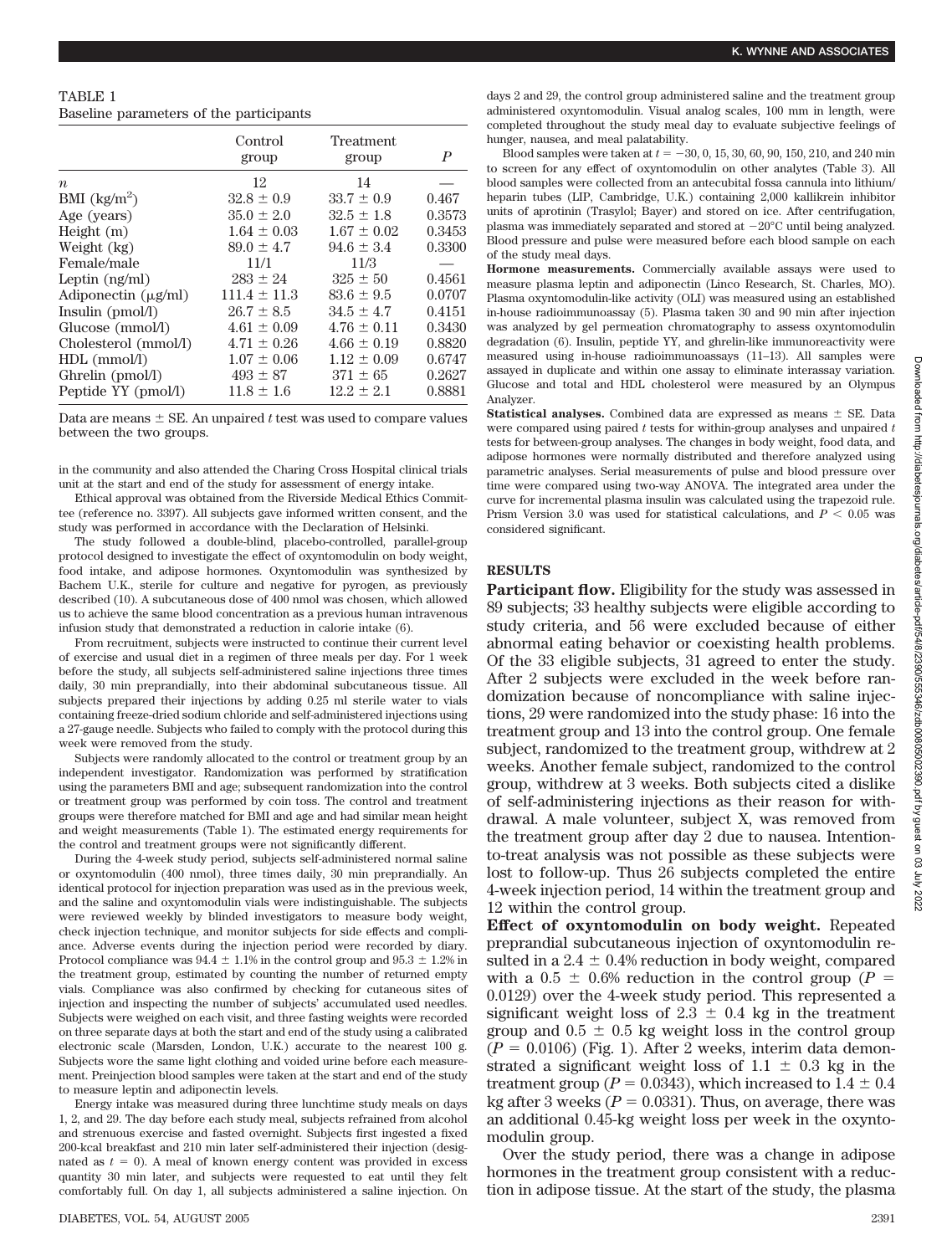TABLE 1
Baseline parameters of the participants

| | Control group | Treatment group | *P* |
|---|---|---|---|
| *n* | 12 | 14 | — |
| BMI (kg/m$^2$) | 32.8 ± 0.9 | 33.7 ± 0.9 | 0.467 |
| Age (years) | 35.0 ± 2.0 | 32.5 ± 1.8 | 0.3573 |
| Height (m) | 1.64 ± 0.03 | 1.67 ± 0.02 | 0.3453 |
| Weight (kg) | 89.0 ± 4.7 | 94.6 ± 3.4 | 0.3300 |
| Female/male | 11/1 | 11/3 | — |
| Leptin (ng/ml) | 283 ± 24 | 325 ± 50 | 0.4561 |
| Adiponectin (μg/ml) | 111.4 ± 11.3 | 83.6 ± 9.5 | 0.0707 |
| Insulin (pmol/l) | 26.7 ± 8.5 | 34.5 ± 4.7 | 0.4151 |
| Glucose (mmol/l) | 4.61 ± 0.09 | 4.76 ± 0.11 | 0.3430 |
| Cholesterol (mmol/l) | 4.71 ± 0.26 | 4.66 ± 0.19 | 0.8820 |
| HDL (mmol/l) | 1.07 ± 0.06 | 1.12 ± 0.09 | 0.6747 |
| Ghrelin (pmol/l) | 493 ± 87 | 371 ± 65 | 0.2627 |
| Peptide YY (pmol/l) | 11.8 ± 1.6 | 12.2 ± 2.1 | 0.8881 |

Data are means ± SE. An unpaired *t* test was used to compare values between the two groups.

in the community and also attended the Charing Cross Hospital clinical trials unit at the start and end of the study for assessment of energy intake.

Ethical approval was obtained from the Riverside Medical Ethics Committee (reference no. 3397). All subjects gave informed written consent, and the study was performed in accordance with the Declaration of Helsinki.

The study followed a double-blind, placebo-controlled, parallel-group protocol designed to investigate the effect of oxyntomodulin on body weight, food intake, and adipose hormones. Oxyntomodulin was synthesized by Bachem U.K., sterile for culture and negative for pyrogen, as previously described (10). A subcutaneous dose of 400 nmol was chosen, which allowed us to achieve the same blood concentration as a previous human intravenous infusion study that demonstrated a reduction in calorie intake (6).

From recruitment, subjects were instructed to continue their current level of exercise and usual diet in a regimen of three meals per day. For 1 week before the study, all subjects self-administered saline injections three times daily, 30 min preprandially, into their abdominal subcutaneous tissue. All subjects prepared their injections by adding 0.25 ml sterile water to vials containing freeze-dried sodium chloride and self-administered injections using a 27-gauge needle. Subjects who failed to comply with the protocol during this week were removed from the study.

Subjects were randomly allocated to the control or treatment group by an independent investigator. Randomization was performed by stratification using the parameters BMI and age; subsequent randomization into the control or treatment group was performed by coin toss. The control and treatment groups were therefore matched for BMI and age and had similar mean height and weight measurements (Table 1). The estimated energy requirements for the control and treatment groups were not significantly different.

During the 4-week study period, subjects self-administered normal saline or oxyntomodulin (400 nmol), three times daily, 30 min preprandially. An identical protocol for injection preparation was used as in the previous week, and the saline and oxyntomodulin vials were indistinguishable. The subjects were reviewed weekly by blinded investigators to measure body weight, check injection technique, and monitor subjects for side effects and compliance. Adverse events during the injection period were recorded by diary. Protocol compliance was 94.4 ± 1.1% in the control group and 95.3 ± 1.2% in the treatment group, estimated by counting the number of returned empty vials. Compliance was also confirmed by checking for cutaneous sites of injection and inspecting the number of subjects' accumulated used needles. Subjects were weighed on each visit, and three fasting weights were recorded on three separate days at both the start and end of the study using a calibrated electronic scale (Marsden, London, U.K.) accurate to the nearest 100 g. Subjects wore the same light clothing and voided urine before each measurement. Preinjection blood samples were taken at the start and end of the study to measure leptin and adiponectin levels.

Energy intake was measured during three lunchtime study meals on days 1, 2, and 29. The day before each study meal, subjects refrained from alcohol and strenuous exercise and fasted overnight. Subjects first ingested a fixed 200-kcal breakfast and 210 min later self-administered their injection (designated as $t = 0$). A meal of known energy content was provided in excess quantity 30 min later, and subjects were requested to eat until they felt comfortably full. On day 1, all subjects administered a saline injection. On days 2 and 29, the control group administered saline and the treatment group administered oxyntomodulin. Visual analog scales, 100 mm in length, were completed throughout the study meal day to evaluate subjective feelings of hunger, nausea, and meal palatability.

Blood samples were taken at $t = -30$, 0, 15, 30, 60, 90, 150, 210, and 240 min to screen for any effect of oxyntomodulin on other analytes (Table 3). All blood samples were collected from an antecubital fossa cannula into lithium/heparin tubes (LIP, Cambridge, U.K.) containing 2,000 kallikrein inhibitor units of aprotinin (Trasylol; Bayer) and stored on ice. After centrifugation, plasma was immediately separated and stored at −20°C until being analyzed. Blood pressure and pulse were measured before each blood sample on each of the study meal days.

**Hormone measurements.** Commercially available assays were used to measure plasma leptin and adiponectin (Linco Research, St. Charles, MO). Plasma oxyntomodulin-like activity (OLI) was measured using an established in-house radioimmunoassay (5). Plasma taken 30 and 90 min after injection was analyzed by gel permeation chromatography to assess oxyntomodulin degradation (6). Insulin, peptide YY, and ghrelin-like immunoreactivity were measured using in-house radioimmunoassays (11–13). All samples were assayed in duplicate and within one assay to eliminate interassay variation. Glucose and total and HDL cholesterol were measured by an Olympus Analyzer.

**Statistical analyses.** Combined data are expressed as means ± SE. Data were compared using paired *t* tests for within-group analyses and unpaired *t* tests for between-group analyses. The changes in body weight, food data, and adipose hormones were normally distributed and therefore analyzed using parametric analyses. Serial measurements of pulse and blood pressure over time were compared using two-way ANOVA. The integrated area under the curve for incremental plasma insulin was calculated using the trapezoid rule. Prism Version 3.0 was used for statistical calculations, and $P < 0.05$ was considered significant.

## RESULTS

**Participant flow.** Eligibility for the study was assessed in 89 subjects; 33 healthy subjects were eligible according to study criteria, and 56 were excluded because of either abnormal eating behavior or coexisting health problems. Of the 33 eligible subjects, 31 agreed to enter the study. After 2 subjects were excluded in the week before randomization because of noncompliance with saline injections, 29 were randomized into the study phase: 16 into the treatment group and 13 into the control group. One female subject, randomized to the treatment group, withdrew at 2 weeks. Another female subject, randomized to the control group, withdrew at 3 weeks. Both subjects cited a dislike of self-administering injections as their reason for withdrawal. A male volunteer, subject X, was removed from the treatment group after day 2 due to nausea. Intention-to-treat analysis was not possible as these subjects were lost to follow-up. Thus 26 subjects completed the entire 4-week injection period, 14 within the treatment group and 12 within the control group.

**Effect of oxyntomodulin on body weight.** Repeated preprandial subcutaneous injection of oxyntomodulin resulted in a 2.4 ± 0.4% reduction in body weight, compared with a 0.5 ± 0.6% reduction in the control group ($P = 0.0129$) over the 4-week study period. This represented a significant weight loss of 2.3 ± 0.4 kg in the treatment group and 0.5 ± 0.5 kg weight loss in the control group ($P = 0.0106$) (Fig. 1). After 2 weeks, interim data demonstrated a significant weight loss of 1.1 ± 0.3 kg in the treatment group ($P = 0.0343$), which increased to 1.4 ± 0.4 kg after 3 weeks ($P = 0.0331$). Thus, on average, there was an additional 0.45-kg weight loss per week in the oxyntomodulin group.

Over the study period, there was a change in adipose hormones in the treatment group consistent with a reduction in adipose tissue. At the start of the study, the plasma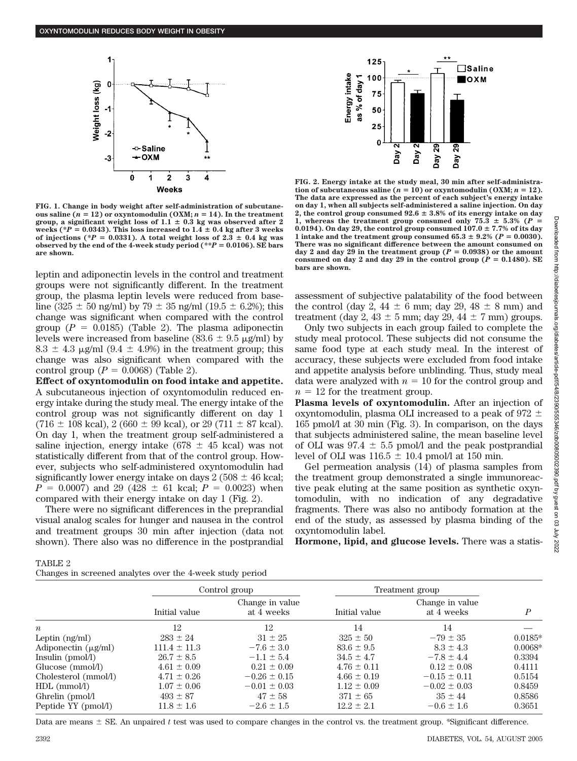FIG. 1. Change in body weight after self-administration of subcutaneous saline ($n = 12$) or oxyntomodulin (OXM; $n = 14$). In the treatment group, a significant weight loss of $1.1 \pm 0.3$ kg was observed after 2 weeks (*$P = 0.0343$). This loss increased to $1.4 \pm 0.4$ kg after 3 weeks of injections (*$P = 0.0331$). A total weight loss of $2.3 \pm 0.4$ kg was observed by the end of the 4-week study period (**$P = 0.0106$). SE bars are shown.

FIG. 2. Energy intake at the study meal, 30 min after self-administration of subcutaneous saline ($n = 10$) or oxyntomodulin (OXM; $n = 12$). The data are expressed as the percent of each subject's energy intake on day 1, when all subjects self-administered a saline injection. On day 2, the control group consumed $92.6 \pm 3.8\%$ of its energy intake on day 1, whereas the treatment group consumed only $75.3 \pm 5.3\%$ ($P = 0.0194$). On day 29, the control group consumed $107.0 \pm 7.7\%$ of its day 1 intake and the treatment group consumed $65.3 \pm 9.2\%$ ($P = 0.0030$). There was no significant difference between the amount consumed on day 2 and day 29 in the treatment group ($P = 0.0938$) or the amount consumed on day 2 and day 29 in the control group ($P = 0.1480$). SE bars are shown.

leptin and adiponectin levels in the control and treatment groups were not significantly different. In the treatment group, the plasma leptin levels were reduced from baseline ($325 \pm 50$ ng/ml) by $79 \pm 35$ ng/ml ($19.5 \pm 6.2\%$); this change was significant when compared with the control group ($P = 0.0185$) (Table 2). The plasma adiponectin levels were increased from baseline ($83.6 \pm 9.5$ μg/ml) by $8.3 \pm 4.3$ μg/ml ($9.4 \pm 4.9\%$) in the treatment group; this change was also significant when compared with the control group ($P = 0.0068$) (Table 2).

**Effect of oxyntomodulin on food intake and appetite.** A subcutaneous injection of oxyntomodulin reduced energy intake during the study meal. The energy intake of the control group was not significantly different on day 1 ($716 \pm 108$ kcal), 2 ($660 \pm 99$ kcal), or 29 ($711 \pm 87$ kcal). On day 1, when the treatment group self-administered a saline injection, energy intake ($678 \pm 45$ kcal) was not statistically different from that of the control group. However, subjects who self-administered oxyntomodulin had significantly lower energy intake on days 2 ($508 \pm 46$ kcal; $P = 0.0007$) and 29 ($428 \pm 61$ kcal; $P = 0.0023$) when compared with their energy intake on day 1 (Fig. 2).

There were no significant differences in the preprandial visual analog scales for hunger and nausea in the control and treatment groups 30 min after injection (data not shown). There also was no difference in the postprandial assessment of subjective palatability of the food between the control (day 2, $44 \pm 6$ mm; day 29, $48 \pm 8$ mm) and treatment (day 2, $43 \pm 5$ mm; day 29, $44 \pm 7$ mm) groups.

Only two subjects in each group failed to complete the study meal protocol. These subjects did not consume the same food type at each study meal. In the interest of accuracy, these subjects were excluded from food intake and appetite analysis before unblinding. Thus, study meal data were analyzed with $n = 10$ for the control group and $n = 12$ for the treatment group.

**Plasma levels of oxyntomodulin.** After an injection of oxyntomodulin, plasma OLI increased to a peak of $972 \pm 165$ pmol/l at 30 min (Fig. 3). In comparison, on the days that subjects administered saline, the mean baseline level of OLI was $97.4 \pm 5.5$ pmol/l and the peak postprandial level of OLI was $116.5 \pm 10.4$ pmol/l at 150 min.

Gel permeation analysis (14) of plasma samples from the treatment group demonstrated a single immunoreactive peak eluting at the same position as synthetic oxyntomodulin, with no indication of any degradative fragments. There was also no antibody formation at the end of the study, as assessed by plasma binding of the oxyntomodulin label.

**Hormone, lipid, and glucose levels.** There was a statis-

TABLE 2
Changes in screened analytes over the 4-week study period

| | Control group | | Treatment group | | |
|---|---|---|---|---|---|
| | Initial value | Change in value at 4 weeks | Initial value | Change in value at 4 weeks | $P$ |
| $n$ | 12 | 12 | 14 | 14 | — |
| Leptin (ng/ml) | $283 \pm 24$ | $31 \pm 25$ | $325 \pm 50$ | $-79 \pm 35$ | 0.0185* |
| Adiponectin (μg/ml) | $111.4 \pm 11.3$ | $-7.6 \pm 3.0$ | $83.6 \pm 9.5$ | $8.3 \pm 4.3$ | 0.0068* |
| Insulin (pmol/l) | $26.7 \pm 8.5$ | $-1.1 \pm 5.4$ | $34.5 \pm 4.7$ | $-7.8 \pm 4.4$ | 0.3394 |
| Glucose (mmol/l) | $4.61 \pm 0.09$ | $0.21 \pm 0.09$ | $4.76 \pm 0.11$ | $0.12 \pm 0.08$ | 0.4111 |
| Cholesterol (mmol/l) | $4.71 \pm 0.26$ | $-0.26 \pm 0.15$ | $4.66 \pm 0.19$ | $-0.15 \pm 0.11$ | 0.5154 |
| HDL (mmol/l) | $1.07 \pm 0.06$ | $-0.01 \pm 0.03$ | $1.12 \pm 0.09$ | $-0.02 \pm 0.03$ | 0.8459 |
| Ghrelin (pmol/l | $493 \pm 87$ | $47 \pm 58$ | $371 \pm 65$ | $35 \pm 44$ | 0.8586 |
| Peptide YY (pmol/l) | $11.8 \pm 1.6$ | $-2.6 \pm 1.5$ | $12.2 \pm 2.1$ | $-0.6 \pm 1.6$ | 0.3651 |

Data are means ± SE. An unpaired $t$ test was used to compare changes in the control vs. the treatment group. *Significant difference.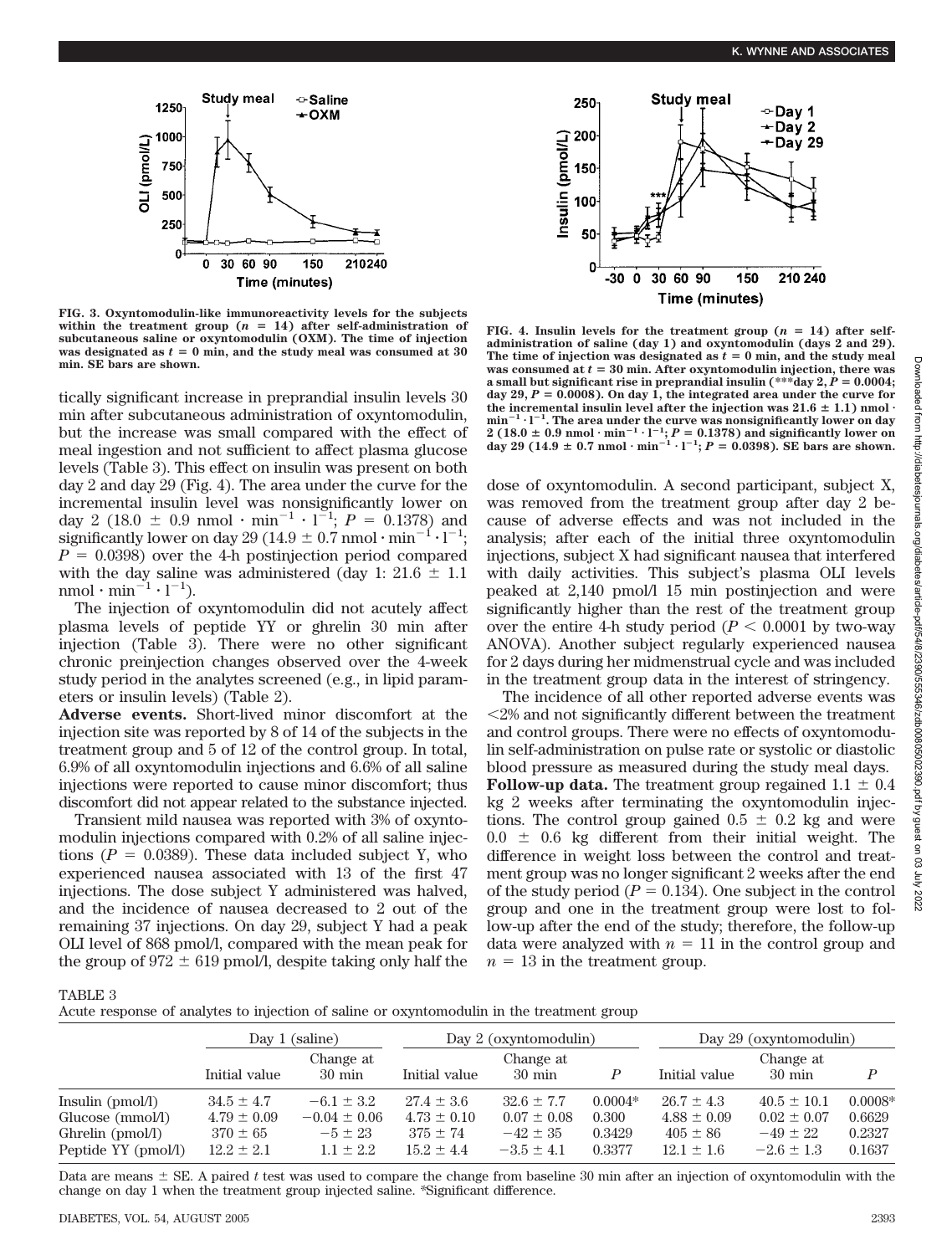FIG. 3. Oxyntomodulin-like immunoreactivity levels for the subjects within the treatment group ($n$ = 14) after self-administration of subcutaneous saline or oxyntomodulin (OXM). The time of injection was designated as $t$ = 0 min, and the study meal was consumed at 30 min. SE bars are shown.

FIG. 4. Insulin levels for the treatment group ($n$ = 14) after self-administration of saline (day 1) and oxyntomodulin (days 2 and 29). The time of injection was designated as $t$ = 0 min, and the study meal was consumed at $t$ = 30 min. After oxyntomodulin injection, there was a small but significant rise in preprandial insulin (***day 2, $P$ = 0.0004; day 29, $P$ = 0.0008). On day 1, the integrated area under the curve for the incremental insulin level after the injection was 21.6 ± 1.1) nmol · $min^{-1} \cdot l^{-1}$. The area under the curve was nonsignificantly lower on day 2 (18.0 ± 0.9 nmol · $min^{-1} \cdot l^{-1}$; $P$ = 0.1378) and significantly lower on day 29 (14.9 ± 0.7 nmol · $min^{-1} \cdot l^{-1}$; $P$ = 0.0398). SE bars are shown.

tically significant increase in preprandial insulin levels 30 min after subcutaneous administration of oxyntomodulin, but the increase was small compared with the effect of meal ingestion and not sufficient to affect plasma glucose levels (Table 3). This effect on insulin was present on both day 2 and day 29 (Fig. 4). The area under the curve for the incremental insulin level was nonsignificantly lower on day 2 (18.0 ± 0.9 nmol · $min^{-1} \cdot l^{-1}$; $P$ = 0.1378) and significantly lower on day 29 (14.9 ± 0.7 nmol · $min^{-1} \cdot l^{-1}$; $P$ = 0.0398) over the 4-h postinjection period compared with the day saline was administered (day 1: 21.6 ± 1.1 nmol · $min^{-1} \cdot l^{-1}$).

The injection of oxyntomodulin did not acutely affect plasma levels of peptide YY or ghrelin 30 min after injection (Table 3). There were no other significant chronic preinjection changes observed over the 4-week study period in the analytes screened (e.g., in lipid parameters or insulin levels) (Table 2).

**Adverse events.** Short-lived minor discomfort at the injection site was reported by 8 of 14 of the subjects in the treatment group and 5 of 12 of the control group. In total, 6.9% of all oxyntomodulin injections and 6.6% of all saline injections were reported to cause minor discomfort; thus discomfort did not appear related to the substance injected.

Transient mild nausea was reported with 3% of oxyntomodulin injections compared with 0.2% of all saline injections ($P$ = 0.0389). These data included subject Y, who experienced nausea associated with 13 of the first 47 injections. The dose subject Y administered was halved, and the incidence of nausea decreased to 2 out of the remaining 37 injections. On day 29, subject Y had a peak OLI level of 868 pmol/l, compared with the mean peak for the group of 972 ± 619 pmol/l, despite taking only half the dose of oxyntomodulin. A second participant, subject X, was removed from the treatment group after day 2 because of adverse effects and was not included in the analysis; after each of the initial three oxyntomodulin injections, subject X had significant nausea that interfered with daily activities. This subject's plasma OLI levels peaked at 2,140 pmol/l 15 min postinjection and were significantly higher than the rest of the treatment group over the entire 4-h study period ($P$ < 0.0001 by two-way ANOVA). Another subject regularly experienced nausea for 2 days during her midmenstrual cycle and was included in the treatment group data in the interest of stringency.

The incidence of all other reported adverse events was <2% and not significantly different between the treatment and control groups. There were no effects of oxyntomodulin self-administration on pulse rate or systolic or diastolic blood pressure as measured during the study meal days.

**Follow-up data.** The treatment group regained 1.1 ± 0.4 kg 2 weeks after terminating the oxyntomodulin injections. The control group gained 0.5 ± 0.2 kg and were 0.0 ± 0.6 kg different from their initial weight. The difference in weight loss between the control and treatment group was no longer significant 2 weeks after the end of the study period ($P$ = 0.134). One subject in the control group and one in the treatment group were lost to follow-up after the end of the study; therefore, the follow-up data were analyzed with $n$ = 11 in the control group and $n$ = 13 in the treatment group.

TABLE 3
Acute response of analytes to injection of saline or oxyntomodulin in the treatment group

| | Day 1 (saline) | | Day 2 (oxyntomodulin) | | | Day 29 (oxyntomodulin) | | |
|---|---|---|---|---|---|---|---|---|
| | Initial value | Change at 30 min | Initial value | Change at 30 min | $P$ | Initial value | Change at 30 min | $P$ |
| Insulin (pmol/l) | 34.5 ± 4.7 | −6.1 ± 3.2 | 27.4 ± 3.6 | 32.6 ± 7.7 | 0.0004* | 26.7 ± 4.3 | 40.5 ± 10.1 | 0.0008* |
| Glucose (mmol/l) | 4.79 ± 0.09 | −0.04 ± 0.06 | 4.73 ± 0.10 | 0.07 ± 0.08 | 0.300 | 4.88 ± 0.09 | 0.02 ± 0.07 | 0.6629 |
| Ghrelin (pmol/l) | 370 ± 65 | −5 ± 23 | 375 ± 74 | −42 ± 35 | 0.3429 | 405 ± 86 | −49 ± 22 | 0.2327 |
| Peptide YY (pmol/l) | 12.2 ± 2.1 | 1.1 ± 2.2 | 15.2 ± 4.4 | −3.5 ± 4.1 | 0.3377 | 12.1 ± 1.6 | −2.6 ± 1.3 | 0.1637 |

Data are means ± SE. A paired $t$ test was used to compare the change from baseline 30 min after an injection of oxyntomodulin with the change on day 1 when the treatment group injected saline. *Significant difference.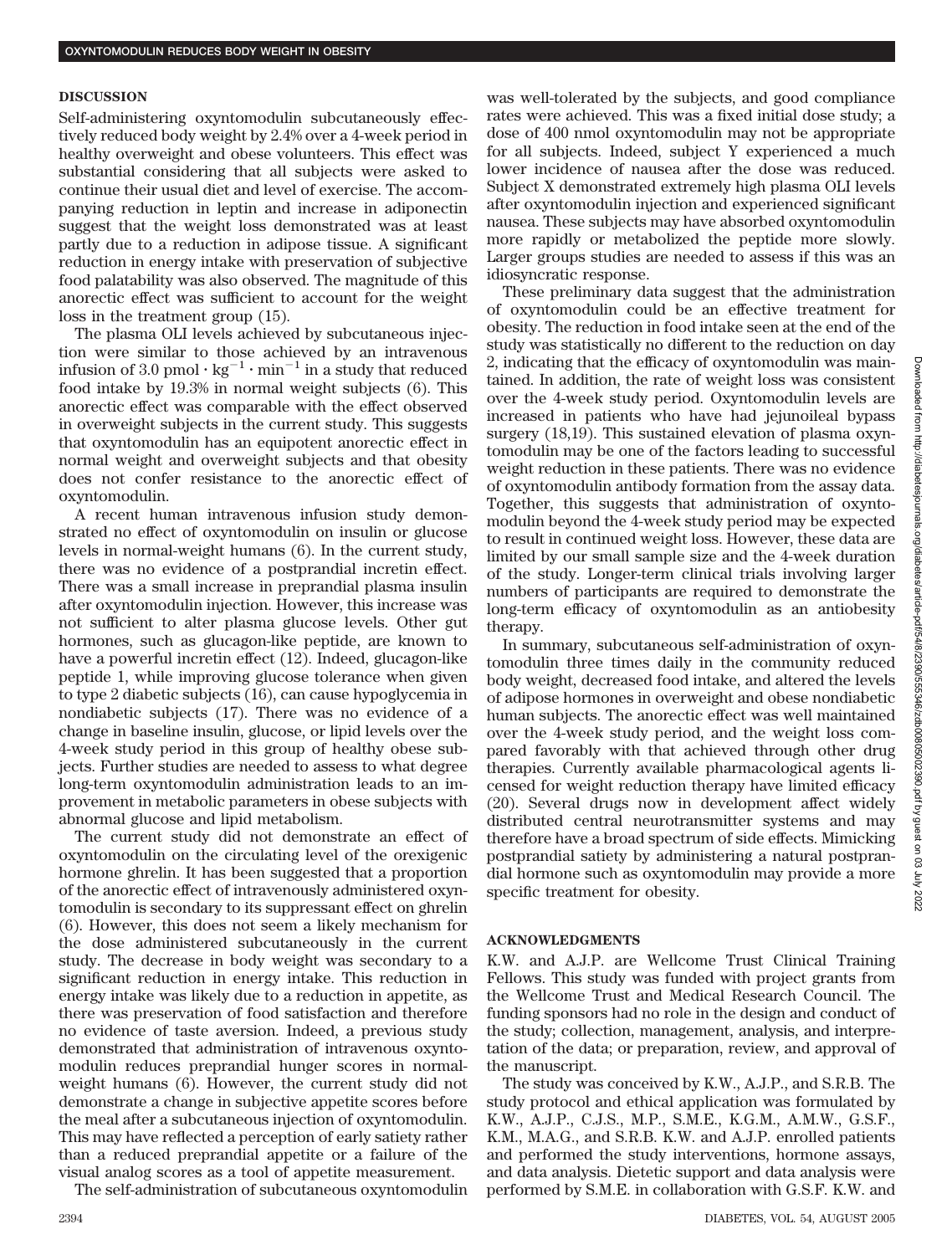## DISCUSSION

Self-administering oxyntomodulin subcutaneously effectively reduced body weight by 2.4% over a 4-week period in healthy overweight and obese volunteers. This effect was substantial considering that all subjects were asked to continue their usual diet and level of exercise. The accompanying reduction in leptin and increase in adiponectin suggest that the weight loss demonstrated was at least partly due to a reduction in adipose tissue. A significant reduction in energy intake with preservation of subjective food palatability was also observed. The magnitude of this anorectic effect was sufficient to account for the weight loss in the treatment group (15).

The plasma OLI levels achieved by subcutaneous injection were similar to those achieved by an intravenous infusion of 3.0 $\text{pmol} \cdot \text{kg}^{-1} \cdot \text{min}^{-1}$ in a study that reduced food intake by 19.3% in normal weight subjects (6). This anorectic effect was comparable with the effect observed in overweight subjects in the current study. This suggests that oxyntomodulin has an equipotent anorectic effect in normal weight and overweight subjects and that obesity does not confer resistance to the anorectic effect of oxyntomodulin.

A recent human intravenous infusion study demonstrated no effect of oxyntomodulin on insulin or glucose levels in normal-weight humans (6). In the current study, there was no evidence of a postprandial incretin effect. There was a small increase in preprandial plasma insulin after oxyntomodulin injection. However, this increase was not sufficient to alter plasma glucose levels. Other gut hormones, such as glucagon-like peptide, are known to have a powerful incretin effect (12). Indeed, glucagon-like peptide 1, while improving glucose tolerance when given to type 2 diabetic subjects (16), can cause hypoglycemia in nondiabetic subjects (17). There was no evidence of a change in baseline insulin, glucose, or lipid levels over the 4-week study period in this group of healthy obese subjects. Further studies are needed to assess to what degree long-term oxyntomodulin administration leads to an improvement in metabolic parameters in obese subjects with abnormal glucose and lipid metabolism.

The current study did not demonstrate an effect of oxyntomodulin on the circulating level of the orexigenic hormone ghrelin. It has been suggested that a proportion of the anorectic effect of intravenously administered oxyntomodulin is secondary to its suppressant effect on ghrelin (6). However, this does not seem a likely mechanism for the dose administered subcutaneously in the current study. The decrease in body weight was secondary to a significant reduction in energy intake. This reduction in energy intake was likely due to a reduction in appetite, as there was preservation of food satisfaction and therefore no evidence of taste aversion. Indeed, a previous study demonstrated that administration of intravenous oxyntomodulin reduces preprandial hunger scores in normal-weight humans (6). However, the current study did not demonstrate a change in subjective appetite scores before the meal after a subcutaneous injection of oxyntomodulin. This may have reflected a perception of early satiety rather than a reduced preprandial appetite or a failure of the visual analog scores as a tool of appetite measurement.

The self-administration of subcutaneous oxyntomodulin was well-tolerated by the subjects, and good compliance rates were achieved. This was a fixed initial dose study; a dose of 400 nmol oxyntomodulin may not be appropriate for all subjects. Indeed, subject Y experienced a much lower incidence of nausea after the dose was reduced. Subject X demonstrated extremely high plasma OLI levels after oxyntomodulin injection and experienced significant nausea. These subjects may have absorbed oxyntomodulin more rapidly or metabolized the peptide more slowly. Larger groups studies are needed to assess if this was an idiosyncratic response.

These preliminary data suggest that the administration of oxyntomodulin could be an effective treatment for obesity. The reduction in food intake seen at the end of the study was statistically no different to the reduction on day 2, indicating that the efficacy of oxyntomodulin was maintained. In addition, the rate of weight loss was consistent over the 4-week study period. Oxyntomodulin levels are increased in patients who have had jejunoileal bypass surgery (18,19). This sustained elevation of plasma oxyntomodulin may be one of the factors leading to successful weight reduction in these patients. There was no evidence of oxyntomodulin antibody formation from the assay data. Together, this suggests that administration of oxyntomodulin beyond the 4-week study period may be expected to result in continued weight loss. However, these data are limited by our small sample size and the 4-week duration of the study. Longer-term clinical trials involving larger numbers of participants are required to demonstrate the long-term efficacy of oxyntomodulin as an antiobesity therapy.

In summary, subcutaneous self-administration of oxyntomodulin three times daily in the community reduced body weight, decreased food intake, and altered the levels of adipose hormones in overweight and obese nondiabetic human subjects. The anorectic effect was well maintained over the 4-week study period, and the weight loss compared favorably with that achieved through other drug therapies. Currently available pharmacological agents licensed for weight reduction therapy have limited efficacy (20). Several drugs now in development affect widely distributed central neurotransmitter systems and may therefore have a broad spectrum of side effects. Mimicking postprandial satiety by administering a natural postprandial hormone such as oxyntomodulin may provide a more specific treatment for obesity.

## ACKNOWLEDGMENTS

K.W. and A.J.P. are Wellcome Trust Clinical Training Fellows. This study was funded with project grants from the Wellcome Trust and Medical Research Council. The funding sponsors had no role in the design and conduct of the study; collection, management, analysis, and interpretation of the data; or preparation, review, and approval of the manuscript.

The study was conceived by K.W., A.J.P., and S.R.B. The study protocol and ethical application was formulated by K.W., A.J.P., C.J.S., M.P., S.M.E., K.G.M., A.M.W., G.S.F., K.M., M.A.G., and S.R.B. K.W. and A.J.P. enrolled patients and performed the study interventions, hormone assays, and data analysis. Dietetic support and data analysis were performed by S.M.E. in collaboration with G.S.F. K.W. and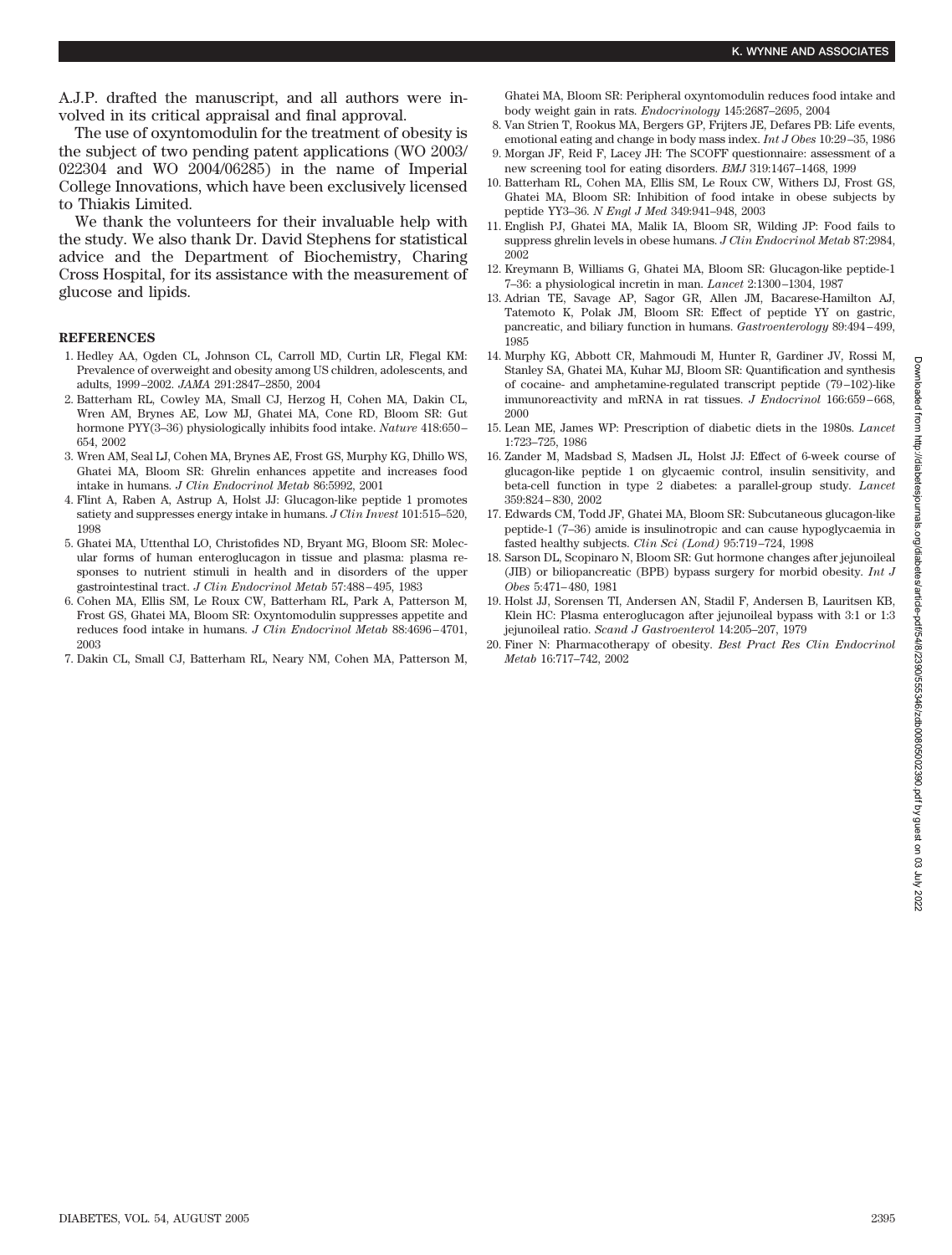A.J.P. drafted the manuscript, and all authors were involved in its critical appraisal and final approval.

The use of oxyntomodulin for the treatment of obesity is the subject of two pending patent applications (WO 2003/022304 and WO 2004/06285) in the name of Imperial College Innovations, which have been exclusively licensed to Thiakis Limited.

We thank the volunteers for their invaluable help with the study. We also thank Dr. David Stephens for statistical advice and the Department of Biochemistry, Charing Cross Hospital, for its assistance with the measurement of glucose and lipids.

## REFERENCES

1. Hedley AA, Ogden CL, Johnson CL, Carroll MD, Curtin LR, Flegal KM: Prevalence of overweight and obesity among US children, adolescents, and adults, 1999–2002. *JAMA* 291:2847–2850, 2004
2. Batterham RL, Cowley MA, Small CJ, Herzog H, Cohen MA, Dakin CL, Wren AM, Brynes AE, Low MJ, Ghatei MA, Cone RD, Bloom SR: Gut hormone PYY(3–36) physiologically inhibits food intake. *Nature* 418:650–654, 2002
3. Wren AM, Seal LJ, Cohen MA, Brynes AE, Frost GS, Murphy KG, Dhillo WS, Ghatei MA, Bloom SR: Ghrelin enhances appetite and increases food intake in humans. *J Clin Endocrinol Metab* 86:5992, 2001
4. Flint A, Raben A, Astrup A, Holst JJ: Glucagon-like peptide 1 promotes satiety and suppresses energy intake in humans. *J Clin Invest* 101:515–520, 1998
5. Ghatei MA, Uttenthal LO, Christofides ND, Bryant MG, Bloom SR: Molecular forms of human enteroglucagon in tissue and plasma: plasma responses to nutrient stimuli in health and in disorders of the upper gastrointestinal tract. *J Clin Endocrinol Metab* 57:488–495, 1983
6. Cohen MA, Ellis SM, Le Roux CW, Batterham RL, Park A, Patterson M, Frost GS, Ghatei MA, Bloom SR: Oxyntomodulin suppresses appetite and reduces food intake in humans. *J Clin Endocrinol Metab* 88:4696–4701, 2003
7. Dakin CL, Small CJ, Batterham RL, Neary NM, Cohen MA, Patterson M, Ghatei MA, Bloom SR: Peripheral oxyntomodulin reduces food intake and body weight gain in rats. *Endocrinology* 145:2687–2695, 2004
8. Van Strien T, Rookus MA, Bergers GP, Frijters JE, Defares PB: Life events, emotional eating and change in body mass index. *Int J Obes* 10:29–35, 1986
9. Morgan JF, Reid F, Lacey JH: The SCOFF questionnaire: assessment of a new screening tool for eating disorders. *BMJ* 319:1467–1468, 1999
10. Batterham RL, Cohen MA, Ellis SM, Le Roux CW, Withers DJ, Frost GS, Ghatei MA, Bloom SR: Inhibition of food intake in obese subjects by peptide YY3–36. *N Engl J Med* 349:941–948, 2003
11. English PJ, Ghatei MA, Malik IA, Bloom SR, Wilding JP: Food fails to suppress ghrelin levels in obese humans. *J Clin Endocrinol Metab* 87:2984, 2002
12. Kreymann B, Williams G, Ghatei MA, Bloom SR: Glucagon-like peptide-1 7–36: a physiological incretin in man. *Lancet* 2:1300–1304, 1987
13. Adrian TE, Savage AP, Sagor GR, Allen JM, Bacarese-Hamilton AJ, Tatemoto K, Polak JM, Bloom SR: Effect of peptide YY on gastric, pancreatic, and biliary function in humans. *Gastroenterology* 89:494–499, 1985
14. Murphy KG, Abbott CR, Mahmoudi M, Hunter R, Gardiner JV, Rossi M, Stanley SA, Ghatei MA, Kuhar MJ, Bloom SR: Quantification and synthesis of cocaine- and amphetamine-regulated transcript peptide (79–102)-like immunoreactivity and mRNA in rat tissues. *J Endocrinol* 166:659–668, 2000
15. Lean ME, James WP: Prescription of diabetic diets in the 1980s. *Lancet* 1:723–725, 1986
16. Zander M, Madsbad S, Madsen JL, Holst JJ: Effect of 6-week course of glucagon-like peptide 1 on glycaemic control, insulin sensitivity, and beta-cell function in type 2 diabetes: a parallel-group study. *Lancet* 359:824–830, 2002
17. Edwards CM, Todd JF, Ghatei MA, Bloom SR: Subcutaneous glucagon-like peptide-1 (7–36) amide is insulinotropic and can cause hypoglycaemia in fasted healthy subjects. *Clin Sci (Lond)* 95:719–724, 1998
18. Sarson DL, Scopinaro N, Bloom SR: Gut hormone changes after jejunoileal (JIB) or biliopancreatic (BPB) bypass surgery for morbid obesity. *Int J Obes* 5:471–480, 1981
19. Holst JJ, Sorensen TI, Andersen AN, Stadil F, Andersen B, Lauritsen KB, Klein HC: Plasma enteroglucagon after jejunoileal bypass with 3:1 or 1:3 jejunoileal ratio. *Scand J Gastroenterol* 14:205–207, 1979
20. Finer N: Pharmacotherapy of obesity. *Best Pract Res Clin Endocrinol Metab* 16:717–742, 2002